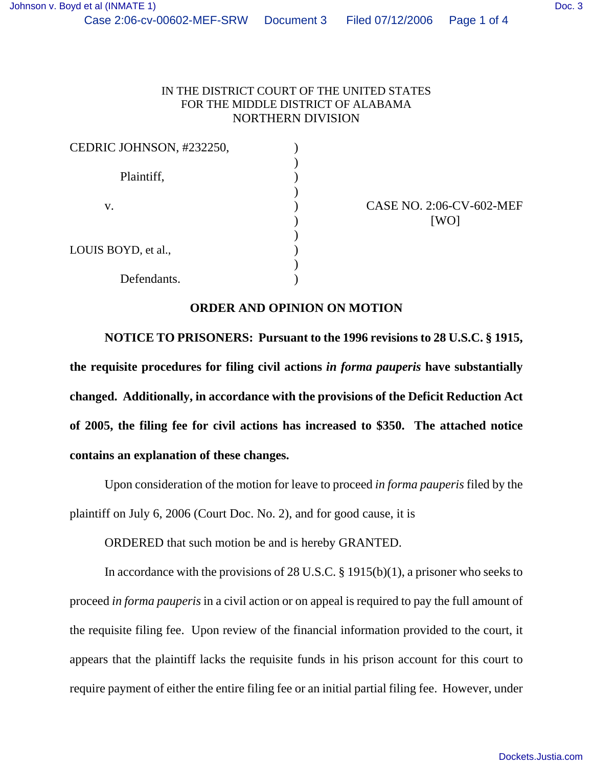IN THE DISTRICT COURT OF THE UNITED STATES
FOR THE MIDDLE DISTRICT OF ALABAMA
NORTHERN DIVISION

CEDRIC JOHNSON, #232250,

Plaintiff,

v.

LOUIS BOYD, et al.,

Defendants.

CASE NO. 2:06-CV-602-MEF
[WO]

**ORDER AND OPINION ON MOTION**

**NOTICE TO PRISONERS: Pursuant to the 1996 revisions to 28 U.S.C. § 1915, the requisite procedures for filing civil actions *in forma pauperis* have substantially changed. Additionally, in accordance with the provisions of the Deficit Reduction Act of 2005, the filing fee for civil actions has increased to $350. The attached notice contains an explanation of these changes.**

Upon consideration of the motion for leave to proceed *in forma pauperis* filed by the plaintiff on July 6, 2006 (Court Doc. No. 2), and for good cause, it is

ORDERED that such motion be and is hereby GRANTED.

In accordance with the provisions of 28 U.S.C. § 1915(b)(1), a prisoner who seeks to proceed *in forma pauperis* in a civil action or on appeal is required to pay the full amount of the requisite filing fee. Upon review of the financial information provided to the court, it appears that the plaintiff lacks the requisite funds in his prison account for this court to require payment of either the entire filing fee or an initial partial filing fee. However, under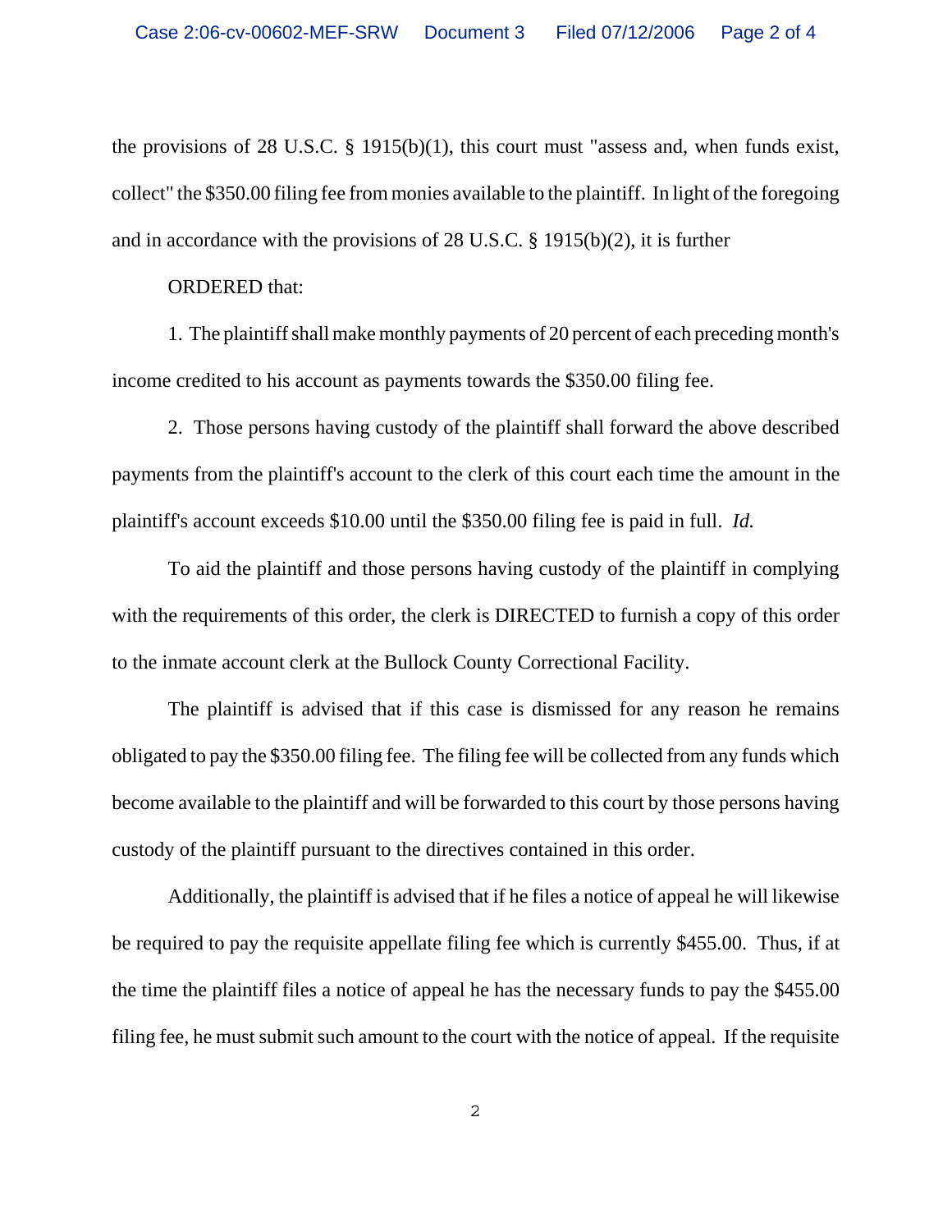the provisions of 28 U.S.C. § 1915(b)(1), this court must "assess and, when funds exist, collect" the $350.00 filing fee from monies available to the plaintiff. In light of the foregoing and in accordance with the provisions of 28 U.S.C. § 1915(b)(2), it is further

ORDERED that:

1. The plaintiff shall make monthly payments of 20 percent of each preceding month's income credited to his account as payments towards the $350.00 filing fee.

2. Those persons having custody of the plaintiff shall forward the above described payments from the plaintiff's account to the clerk of this court each time the amount in the plaintiff's account exceeds $10.00 until the $350.00 filing fee is paid in full. *Id.*

To aid the plaintiff and those persons having custody of the plaintiff in complying with the requirements of this order, the clerk is DIRECTED to furnish a copy of this order to the inmate account clerk at the Bullock County Correctional Facility.

The plaintiff is advised that if this case is dismissed for any reason he remains obligated to pay the $350.00 filing fee. The filing fee will be collected from any funds which become available to the plaintiff and will be forwarded to this court by those persons having custody of the plaintiff pursuant to the directives contained in this order.

Additionally, the plaintiff is advised that if he files a notice of appeal he will likewise be required to pay the requisite appellate filing fee which is currently $455.00. Thus, if at the time the plaintiff files a notice of appeal he has the necessary funds to pay the $455.00 filing fee, he must submit such amount to the court with the notice of appeal. If the requisite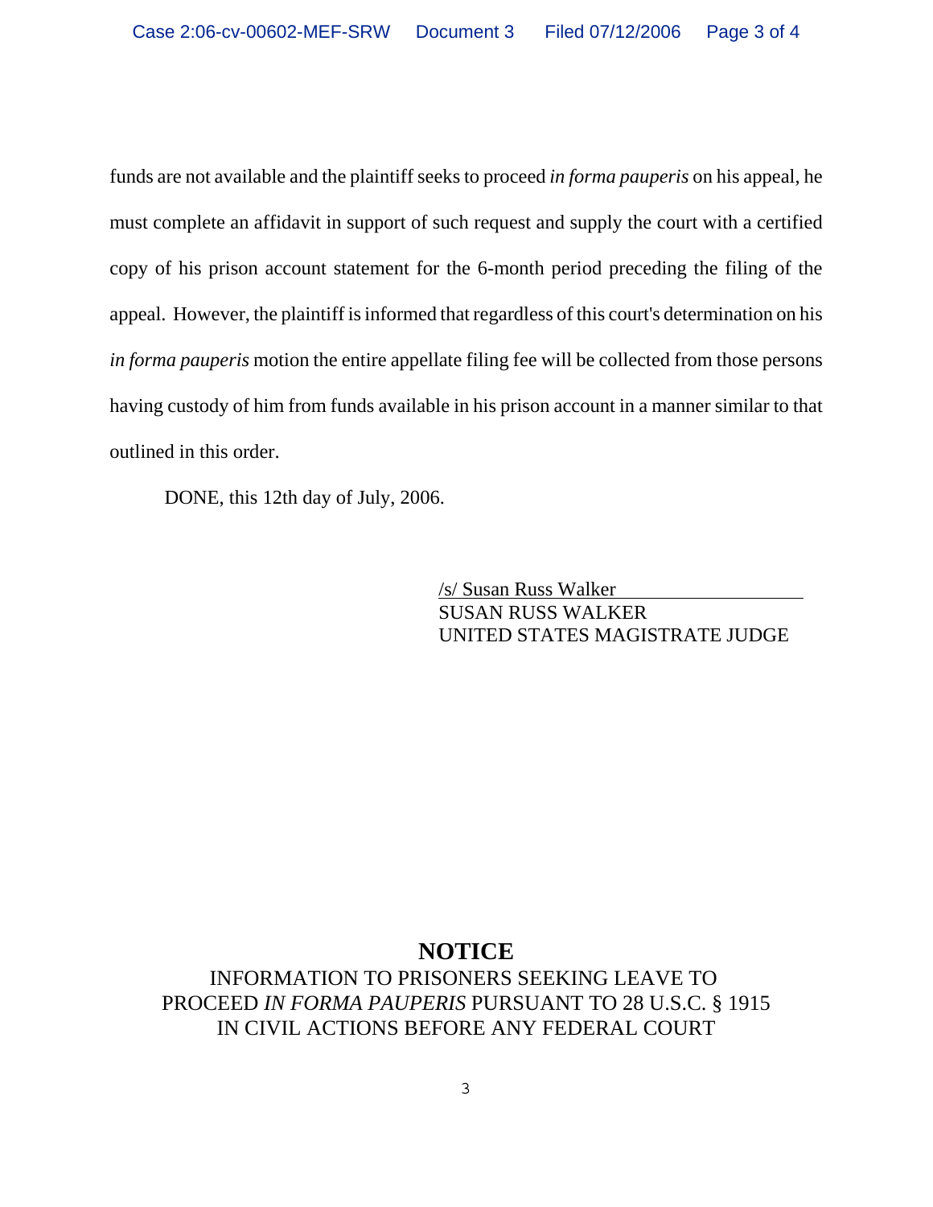funds are not available and the plaintiff seeks to proceed *in forma pauperis* on his appeal, he must complete an affidavit in support of such request and supply the court with a certified copy of his prison account statement for the 6-month period preceding the filing of the appeal. However, the plaintiff is informed that regardless of this court's determination on his *in forma pauperis* motion the entire appellate filing fee will be collected from those persons having custody of him from funds available in his prison account in a manner similar to that outlined in this order.

DONE, this 12th day of July, 2006.

/s/ Susan Russ Walker
SUSAN RUSS WALKER
UNITED STATES MAGISTRATE JUDGE

# NOTICE

INFORMATION TO PRISONERS SEEKING LEAVE TO PROCEED *IN FORMA PAUPERIS* PURSUANT TO 28 U.S.C. § 1915 IN CIVIL ACTIONS BEFORE ANY FEDERAL COURT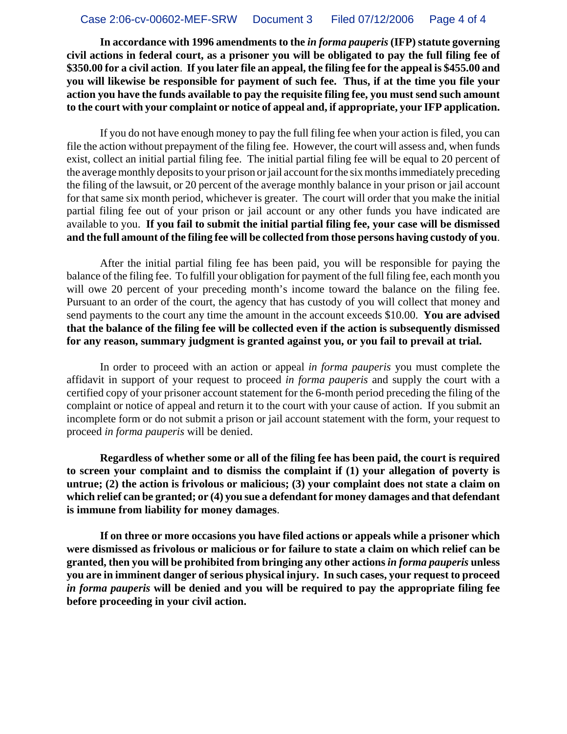**In accordance with 1996 amendments to the *in forma pauperis* (IFP) statute governing civil actions in federal court, as a prisoner you will be obligated to pay the full filing fee of $350.00 for a civil action**. **If you later file an appeal, the filing fee for the appeal is $455.00 and you will likewise be responsible for payment of such fee. Thus, if at the time you file your action you have the funds available to pay the requisite filing fee, you must send such amount to the court with your complaint or notice of appeal and, if appropriate, your IFP application.**

If you do not have enough money to pay the full filing fee when your action is filed, you can file the action without prepayment of the filing fee. However, the court will assess and, when funds exist, collect an initial partial filing fee. The initial partial filing fee will be equal to 20 percent of the average monthly deposits to your prison or jail account for the six months immediately preceding the filing of the lawsuit, or 20 percent of the average monthly balance in your prison or jail account for that same six month period, whichever is greater. The court will order that you make the initial partial filing fee out of your prison or jail account or any other funds you have indicated are available to you. **If you fail to submit the initial partial filing fee, your case will be dismissed and the full amount of the filing fee will be collected from those persons having custody of you**.

After the initial partial filing fee has been paid, you will be responsible for paying the balance of the filing fee. To fulfill your obligation for payment of the full filing fee, each month you will owe 20 percent of your preceding month's income toward the balance on the filing fee. Pursuant to an order of the court, the agency that has custody of you will collect that money and send payments to the court any time the amount in the account exceeds $10.00. **You are advised that the balance of the filing fee will be collected even if the action is subsequently dismissed for any reason, summary judgment is granted against you, or you fail to prevail at trial.**

In order to proceed with an action or appeal *in forma pauperis* you must complete the affidavit in support of your request to proceed *in forma pauperis* and supply the court with a certified copy of your prisoner account statement for the 6-month period preceding the filing of the complaint or notice of appeal and return it to the court with your cause of action. If you submit an incomplete form or do not submit a prison or jail account statement with the form, your request to proceed *in forma pauperis* will be denied.

**Regardless of whether some or all of the filing fee has been paid, the court is required to screen your complaint and to dismiss the complaint if (1) your allegation of poverty is untrue; (2) the action is frivolous or malicious; (3) your complaint does not state a claim on which relief can be granted; or (4) you sue a defendant for money damages and that defendant is immune from liability for money damages**.

**If on three or more occasions you have filed actions or appeals while a prisoner which were dismissed as frivolous or malicious or for failure to state a claim on which relief can be granted, then you will be prohibited from bringing any other actions *in forma pauperis* unless you are in imminent danger of serious physical injury. In such cases, your request to proceed *in forma pauperis* will be denied and you will be required to pay the appropriate filing fee before proceeding in your civil action.**